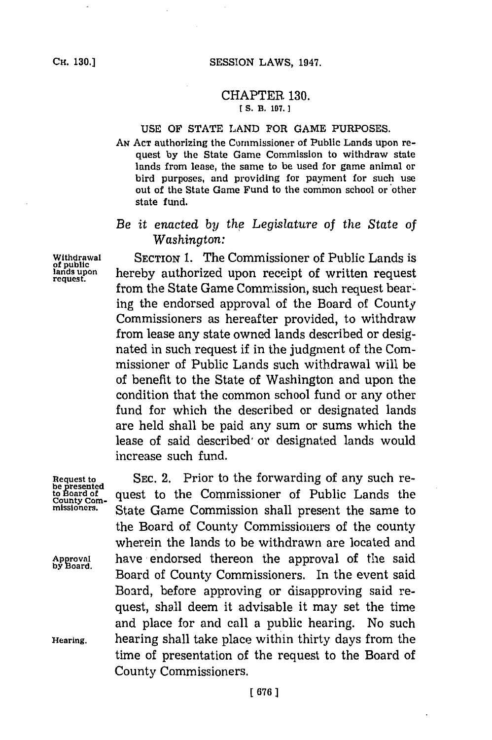# CHAPTER 130.

[S. B. 107.]

## USE OF STATE LAND FOR GAME PURPOSES.

AN ACT authorizing the Commissioner of Public Lands upon request by the State Game Commission to withdraw state lands from lease, the same to be used for game animal or bird purposes, and providing for payment for such use out of the State Game Fund to the common school or other state fund.

*Be it enacted by the Legislature of the State of Washington:*

Withdrawal of public lands upon request.

SECTION 1. The Commissioner of Public Lands is hereby authorized upon receipt of written request from the State Game Commission, such request bearing the endorsed approval of the Board of County Commissioners as hereafter provided, to withdraw from lease any state owned lands described or designated in such request if in the judgment of the Commissioner of Public Lands such withdrawal will be of benefit to the State of Washington and upon the condition that the common school fund or any other fund for which the described or designated lands are held shall be paid any sum or sums which the lease of said described or designated lands would increase such fund.

Request to be presented to Board of County Commissioners.

SEC. 2. Prior to the forwarding of any such request to the Commissioner of Public Lands the State Game Commission shall present the same to the Board of County Commissioners of the county wherein the lands to be withdrawn are located and have endorsed thereon the approval of the said Board of County Commissioners. In the event said Board, before approving or disapproving said request, shall deem it advisable it may set the time and place for and call a public hearing. No such hearing shall take place within thirty days from the time of presentation of the request to the Board of County Commissioners.

Approval by Board.

Hearing.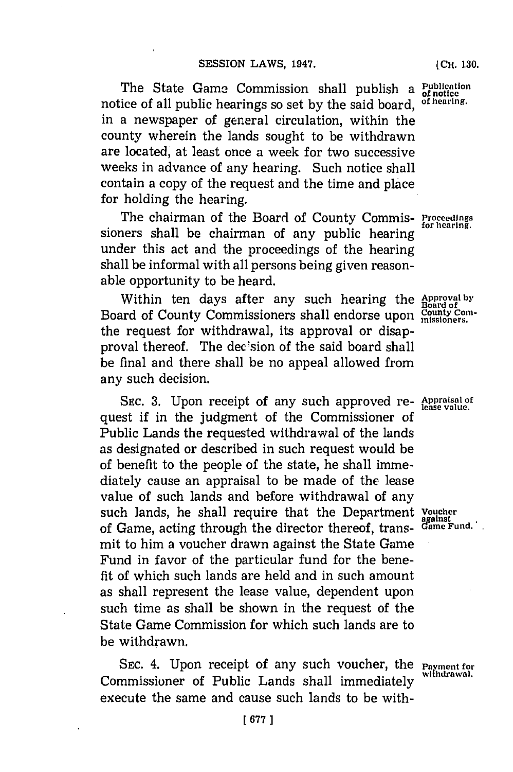The State Game Commission shall publish a notice of all public hearings so set by the said board, in a newspaper of general circulation, within the county wherein the lands sought to be withdrawn are located, at least once a week for two successive weeks in advance of any hearing. Such notice shall contain a copy of the request and the time and place for holding the hearing.

*Publication of notice of hearing.*

The chairman of the Board of County Commissioners shall be chairman of any public hearing under this act and the proceedings of the hearing shall be informal with all persons being given reasonable opportunity to be heard.

*Proceedings for hearing.*

Within ten days after any such hearing the Board of County Commissioners shall endorse upon the request for withdrawal, its approval or disapproval thereof. The decision of the said board shall be final and there shall be no appeal allowed from any such decision.

*Approval by Board of County Commissioners.*

SEC. 3. Upon receipt of any such approved request if in the judgment of the Commissioner of Public Lands the requested withdrawal of the lands as designated or described in such request would be of benefit to the people of the state, he shall immediately cause an appraisal to be made of the lease value of such lands and before withdrawal of any such lands, he shall require that the Department of Game, acting through the director thereof, transmit to him a voucher drawn against the State Game Fund in favor of the particular fund for the benefit of which such lands are held and in such amount as shall represent the lease value, dependent upon such time as shall be shown in the request of the State Game Commission for which such lands are to be withdrawn.

*Appraisal of lease value.*

*Voucher against Game Fund.*

SEC. 4. Upon receipt of any such voucher, the Commissioner of Public Lands shall immediately execute the same and cause such lands to be with-

*Payment for withdrawal.*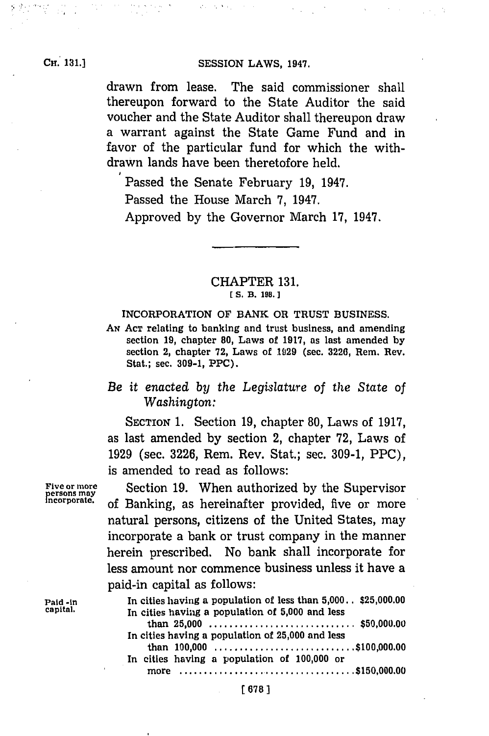drawn from lease. The said commissioner shall thereupon forward to the State Auditor the said voucher and the State Auditor shall thereupon draw a warrant against the State Game Fund and in favor of the particular fund for which the withdrawn lands have been theretofore held.

Passed the Senate February 19, 1947.

Passed the House March 7, 1947.

Approved by the Governor March 17, 1947.

---

## CHAPTER 131.

[S. B. 198.]

### INCORPORATION OF BANK OR TRUST BUSINESS.

AN ACT relating to banking and trust business, and amending section 19, chapter 80, Laws of 1917, as last amended by section 2, chapter 72, Laws of 1929 (sec. 3226, Rem. Rev. Stat.; sec. 309-1, PPC).

*Be it enacted by the Legislature of the State of Washington:*

SECTION 1. Section 19, chapter 80, Laws of 1917, as last amended by section 2, chapter 72, Laws of 1929 (sec. 3226, Rem. Rev. Stat.; sec. 309-1, PPC), is amended to read as follows:

Five or more persons may incorporate.

Section 19. When authorized by the Supervisor of Banking, as hereinafter provided, five or more natural persons, citizens of the United States, may incorporate a bank or trust company in the manner herein prescribed. No bank shall incorporate for less amount nor commence business unless it have a paid-in capital as follows:

Paid-in capital.

| | |
|---|---|
| In cities having a population of less than 5,000 | $25,000.00 |
| In cities having a population of 5,000 and less than 25,000 | $50,000.00 |
| In cities having a population of 25,000 and less than 100,000 | $100,000.00 |
| In cities having a population of 100,000 or more | $150,000.00 |